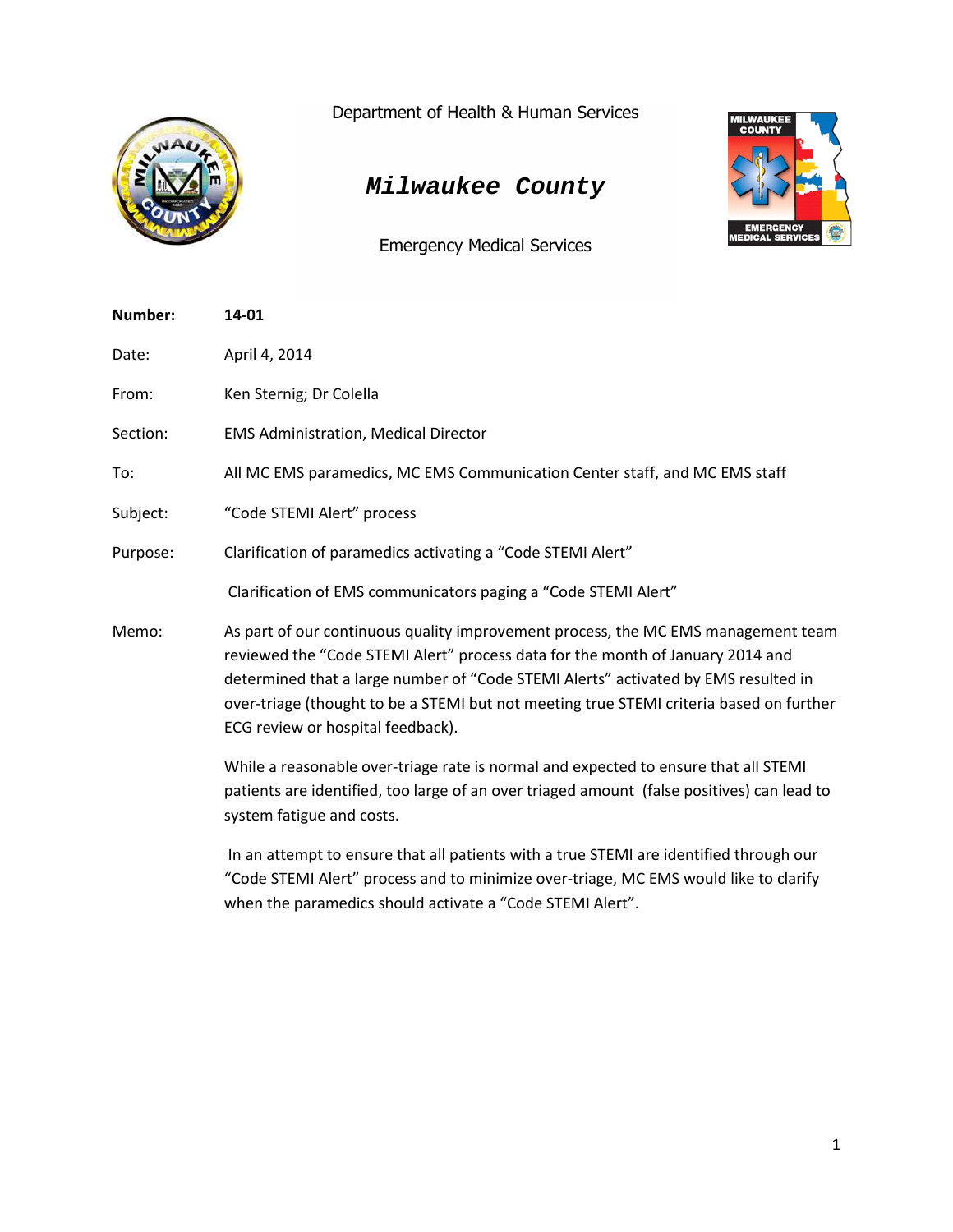Department of Health & Human Services

# Milwaukee County

Emergency Medical Services

**Number:** **14-01**

Date: April 4, 2014

From: Ken Sternig; Dr Colella

Section: EMS Administration, Medical Director

To: All MC EMS paramedics, MC EMS Communication Center staff, and MC EMS staff

Subject: "Code STEMI Alert" process

Purpose: Clarification of paramedics activating a "Code STEMI Alert"

Clarification of EMS communicators paging a "Code STEMI Alert"

Memo: As part of our continuous quality improvement process, the MC EMS management team reviewed the "Code STEMI Alert" process data for the month of January 2014 and determined that a large number of "Code STEMI Alerts" activated by EMS resulted in over-triage (thought to be a STEMI but not meeting true STEMI criteria based on further ECG review or hospital feedback).

While a reasonable over-triage rate is normal and expected to ensure that all STEMI patients are identified, too large of an over triaged amount (false positives) can lead to system fatigue and costs.

In an attempt to ensure that all patients with a true STEMI are identified through our "Code STEMI Alert" process and to minimize over-triage, MC EMS would like to clarify when the paramedics should activate a "Code STEMI Alert".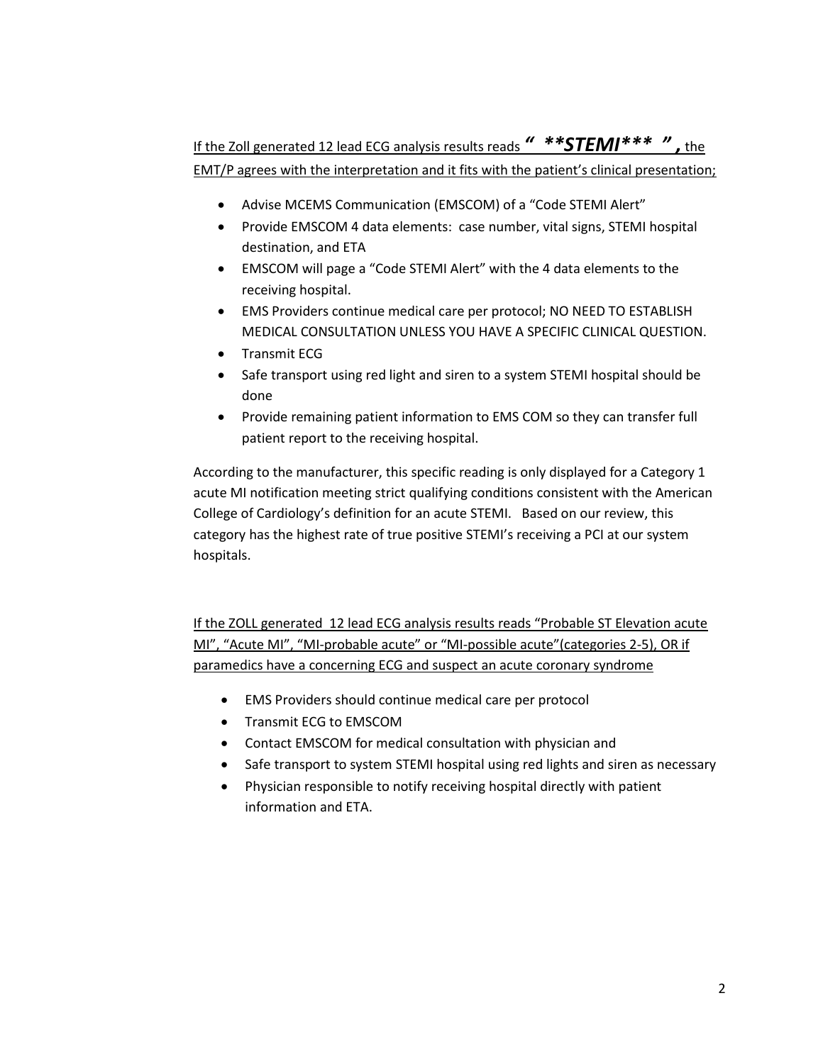<u>If the Zoll generated 12 lead ECG analysis results reads ***" **STEMI*** ",*** the EMT/P agrees with the interpretation and it fits with the patient's clinical presentation;</u>

- Advise MCEMS Communication (EMSCOM) of a "Code STEMI Alert"
- Provide EMSCOM 4 data elements: case number, vital signs, STEMI hospital destination, and ETA
- EMSCOM will page a "Code STEMI Alert" with the 4 data elements to the receiving hospital.
- EMS Providers continue medical care per protocol; NO NEED TO ESTABLISH MEDICAL CONSULTATION UNLESS YOU HAVE A SPECIFIC CLINICAL QUESTION.
- Transmit ECG
- Safe transport using red light and siren to a system STEMI hospital should be done
- Provide remaining patient information to EMS COM so they can transfer full patient report to the receiving hospital.

According to the manufacturer, this specific reading is only displayed for a Category 1 acute MI notification meeting strict qualifying conditions consistent with the American College of Cardiology's definition for an acute STEMI. Based on our review, this category has the highest rate of true positive STEMI's receiving a PCI at our system hospitals.

<u>If the ZOLL generated 12 lead ECG analysis results reads "Probable ST Elevation acute MI", "Acute MI", "MI-probable acute" or "MI-possible acute"(categories 2-5), OR if paramedics have a concerning ECG and suspect an acute coronary syndrome</u>

- EMS Providers should continue medical care per protocol
- Transmit ECG to EMSCOM
- Contact EMSCOM for medical consultation with physician and
- Safe transport to system STEMI hospital using red lights and siren as necessary
- Physician responsible to notify receiving hospital directly with patient information and ETA.